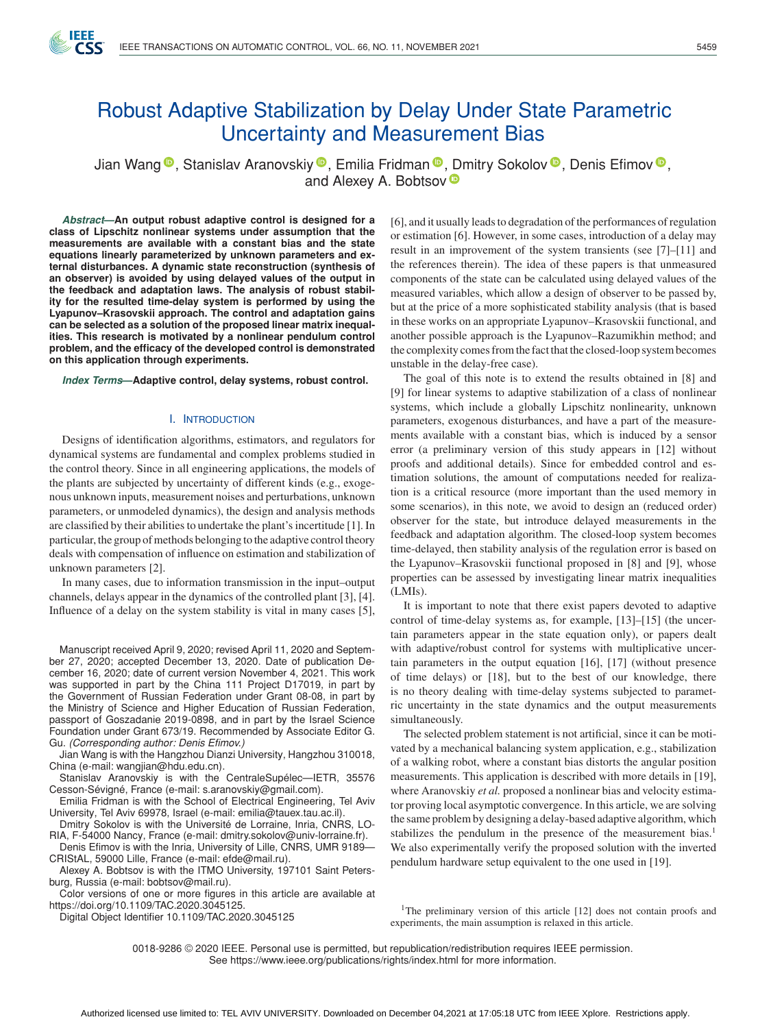# Robust Adaptive Stabilization by Delay Under State Parametric Uncertainty and Measurement Bias

Jian Wang, Stanislav Aranovskiy, Emilia Fridman, Dmitry Sokolov, Denis Efimov, and Alexey A. Bobtsov

***Abstract*—An output robust adaptive control is designed for a class of Lipschitz nonlinear systems under assumption that the measurements are available with a constant bias and the state equations linearly parameterized by unknown parameters and external disturbances. A dynamic state reconstruction (synthesis of an observer) is avoided by using delayed values of the output in the feedback and adaptation laws. The analysis of robust stability for the resulted time-delay system is performed by using the Lyapunov–Krasovskii approach. The control and adaptation gains can be selected as a solution of the proposed linear matrix inequalities. This research is motivated by a nonlinear pendulum control problem, and the efficacy of the developed control is demonstrated on this application through experiments.**

***Index Terms*—Adaptive control, delay systems, robust control.**

## I. Introduction

Designs of identification algorithms, estimators, and regulators for dynamical systems are fundamental and complex problems studied in the control theory. Since in all engineering applications, the models of the plants are subjected by uncertainty of different kinds (e.g., exogenous unknown inputs, measurement noises and perturbations, unknown parameters, or unmodeled dynamics), the design and analysis methods are classified by their abilities to undertake the plant's incertitude [1]. In particular, the group of methods belonging to the adaptive control theory deals with compensation of influence on estimation and stabilization of unknown parameters [2].

In many cases, due to information transmission in the input–output channels, delays appear in the dynamics of the controlled plant [3], [4]. Influence of a delay on the system stability is vital in many cases [5], [6], and it usually leads to degradation of the performances of regulation or estimation [6]. However, in some cases, introduction of a delay may result in an improvement of the system transients (see [7]–[11] and the references therein). The idea of these papers is that unmeasured components of the state can be calculated using delayed values of the measured variables, which allow a design of observer to be passed by, but at the price of a more sophisticated stability analysis (that is based in these works on an appropriate Lyapunov–Krasovskii functional, and another possible approach is the Lyapunov–Razumikhin method; and the complexity comes from the fact that the closed-loop system becomes unstable in the delay-free case).

The goal of this note is to extend the results obtained in [8] and [9] for linear systems to adaptive stabilization of a class of nonlinear systems, which include a globally Lipschitz nonlinearity, unknown parameters, exogenous disturbances, and have a part of the measurements available with a constant bias, which is induced by a sensor error (a preliminary version of this study appears in [12] without proofs and additional details). Since for embedded control and estimation solutions, the amount of computations needed for realization is a critical resource (more important than the used memory in some scenarios), in this note, we avoid to design an (reduced order) observer for the state, but introduce delayed measurements in the feedback and adaptation algorithm. The closed-loop system becomes time-delayed, then stability analysis of the regulation error is based on the Lyapunov–Krasovskii functional proposed in [8] and [9], whose properties can be assessed by investigating linear matrix inequalities (LMIs).

It is important to note that there exist papers devoted to adaptive control of time-delay systems as, for example, [13]–[15] (the uncertain parameters appear in the state equation only), or papers dealt with adaptive/robust control for systems with multiplicative uncertain parameters in the output equation [16], [17] (without presence of time delays) or [18], but to the best of our knowledge, there is no theory dealing with time-delay systems subjected to parametric uncertainty in the state dynamics and the output measurements simultaneously.

The selected problem statement is not artificial, since it can be motivated by a mechanical balancing system application, e.g., stabilization of a walking robot, where a constant bias distorts the angular position measurements. This application is described with more details in [19], where Aranovskiy *et al.* proposed a nonlinear bias and velocity estimator proving local asymptotic convergence. In this article, we are solving the same problem by designing a delay-based adaptive algorithm, which stabilizes the pendulum in the presence of the measurement bias.[1] We also experimentally verify the proposed solution with the inverted pendulum hardware setup equivalent to the one used in [19].

[1] The preliminary version of this article [12] does not contain proofs and experiments, the main assumption is relaxed in this article.

Manuscript received April 9, 2020; revised April 11, 2020 and September 27, 2020; accepted December 13, 2020. Date of publication December 16, 2020; date of current version November 4, 2021. This work was supported in part by the China 111 Project D17019, in part by the Government of Russian Federation under Grant 08-08, in part by the Ministry of Science and Higher Education of Russian Federation, passport of Goszadanie 2019-0898, and in part by the Israel Science Foundation under Grant 673/19. Recommended by Associate Editor G. Gu. *(Corresponding author: Denis Efimov.)*

Jian Wang is with the Hangzhou Dianzi University, Hangzhou 310018, China (e-mail: wangjian@hdu.edu.cn).

Stanislav Aranovskiy is with the CentraleSupélec—IETR, 35576 Cesson-Sévigné, France (e-mail: s.aranovskiy@gmail.com).

Emilia Fridman is with the School of Electrical Engineering, Tel Aviv University, Tel Aviv 69978, Israel (e-mail: emilia@tauex.tau.ac.il).

Dmitry Sokolov is with the Université de Lorraine, Inria, CNRS, LORIA, F-54000 Nancy, France (e-mail: dmitry.sokolov@univ-lorraine.fr).

Denis Efimov is with the Inria, University of Lille, CNRS, UMR 9189—CRIStAL, 59000 Lille, France (e-mail: efde@mail.ru).

Alexey A. Bobtsov is with the ITMO University, 197101 Saint Petersburg, Russia (e-mail: bobtsov@mail.ru).

Color versions of one or more figures in this article are available at https://doi.org/10.1109/TAC.2020.3045125.

Digital Object Identifier 10.1109/TAC.2020.3045125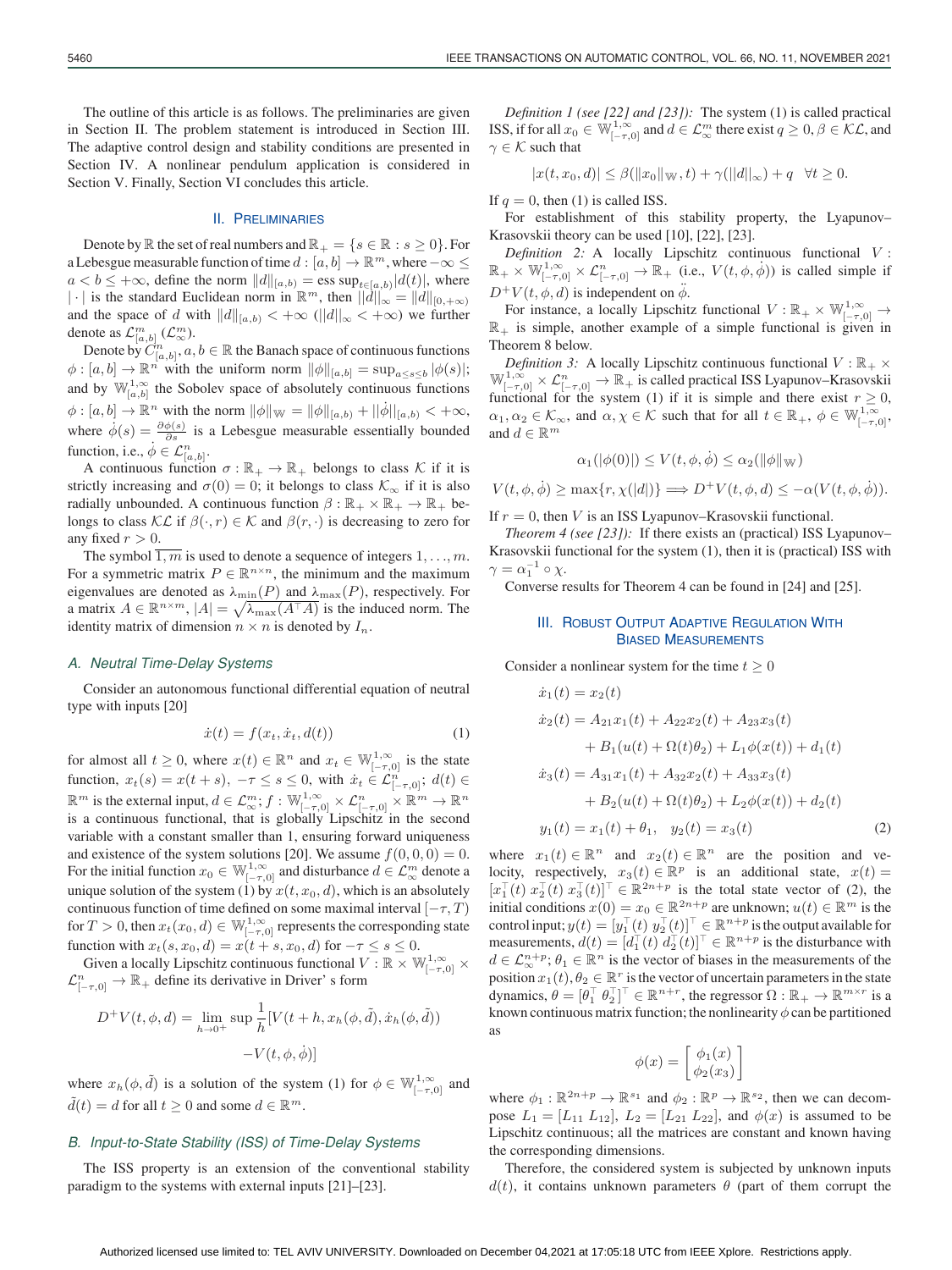The outline of this article is as follows. The preliminaries are given in Section II. The problem statement is introduced in Section III. The adaptive control design and stability conditions are presented in Section IV. A nonlinear pendulum application is considered in Section V. Finally, Section VI concludes this article.

## II. Preliminaries

Denote by $\mathbb{R}$ the set of real numbers and $\mathbb{R}_+ = \{s \in \mathbb{R} : s \geq 0\}$. For a Lebesgue measurable function of time $d : [a, b] \to \mathbb{R}^m$, where $-\infty \leq a < b \leq +\infty$, define the norm $\|d\|_{[a,b)} = \text{ess sup}_{t\in[a,b)}|d(t)|$, where $|\cdot|$ is the standard Euclidean norm in $\mathbb{R}^m$, then $||d||_\infty = \|d\|_{[0,+\infty)}$ and the space of $d$ with $\|d\|_{[a,b)} < +\infty$ ($||d||_\infty < +\infty$) we further denote as $\mathcal{L}^m_{[a,b]}$ ($\mathcal{L}^m_\infty$).

Denote by $C^n_{[a,b]}, a, b \in \mathbb{R}$ the Banach space of continuous functions $\phi : [a, b] \to \mathbb{R}^n$ with the uniform norm $\|\phi\|_{[a,b]} = \sup_{a\leq s\leq b} |\phi(s)|$; and by $\mathbb{W}^{1,\infty}_{[a,b]}$ the Sobolev space of absolutely continuous functions $\phi : [a, b] \to \mathbb{R}^n$ with the norm $\|\phi\|_{\mathbb{W}} = \|\phi\|_{[a,b)} + ||\dot{\phi}||_{[a,b)} < +\infty$, where $\dot{\phi}(s) = \frac{\partial\phi(s)}{\partial s}$ is a Lebesgue measurable essentially bounded function, i.e., $\dot{\phi} \in \mathcal{L}^n_{[a,b]}$.

A continuous function $\sigma : \mathbb{R}_+ \to \mathbb{R}_+$ belongs to class $\mathcal{K}$ if it is strictly increasing and $\sigma(0) = 0$; it belongs to class $\mathcal{K}_\infty$ if it is also radially unbounded. A continuous function $\beta : \mathbb{R}_+ \times \mathbb{R}_+ \to \mathbb{R}_+$ belongs to class $\mathcal{KL}$ if $\beta(\cdot, r) \in \mathcal{K}$ and $\beta(r, \cdot)$ is decreasing to zero for any fixed $r > 0$.

The symbol $\overline{1, m}$ is used to denote a sequence of integers $1, \ldots, m$. For a symmetric matrix $P \in \mathbb{R}^{n\times n}$, the minimum and the maximum eigenvalues are denoted as $\lambda_{\min}(P)$ and $\lambda_{\max}(P)$, respectively. For a matrix $A \in \mathbb{R}^{n\times m}$, $|A| = \sqrt{\lambda_{\max}(A^\top A)}$ is the induced norm. The identity matrix of dimension $n \times n$ is denoted by $I_n$.

### A. Neutral Time-Delay Systems

Consider an autonomous functional differential equation of neutral type with inputs [20]

$$\dot{x}(t) = f(x_t, \dot{x}_t, d(t)) \tag{1}$$

for almost all $t \geq 0$, where $x(t) \in \mathbb{R}^n$ and $x_t \in \mathbb{W}^{1,\infty}_{[-\tau,0]}$ is the state function, $x_t(s) = x(t + s)$, $-\tau \leq s \leq 0$, with $\dot{x}_t \in \mathcal{L}^n_{[-\tau,0]}$; $d(t) \in \mathbb{R}^m$ is the external input, $d \in \mathcal{L}^m_\infty$; $f : \mathbb{W}^{1,\infty}_{[-\tau,0]} \times \mathcal{L}^n_{[-\tau,0]} \times \mathbb{R}^m \to \mathbb{R}^n$ is a continuous functional, that is globally Lipschitz in the second variable with a constant smaller than 1, ensuring forward uniqueness and existence of the system solutions [20]. We assume $f(0, 0, 0) = 0$. For the initial function $x_0 \in \mathbb{W}^{1,\infty}_{[-\tau,0]}$ and disturbance $d \in \mathcal{L}^m_\infty$ denote a unique solution of the system (1) by $x(t, x_0, d)$, which is an absolutely continuous function of time defined on some maximal interval $[-\tau, T)$ for $T > 0$, then $x_t(x_0, d) \in \mathbb{W}^{1,\infty}_{[-\tau,0]}$ represents the corresponding state function with $x_t(s, x_0, d) = x(t + s, x_0, d)$ for $-\tau \leq s \leq 0$.

Given a locally Lipschitz continuous functional $V : \mathbb{R} \times \mathbb{W}^{1,\infty}_{[-\tau,0]} \times \mathcal{L}^n_{[-\tau,0]} \to \mathbb{R}_+$ define its derivative in Driver' s form

$$D^+V(t, \phi, d) = \lim_{h\to 0^+} \sup \frac{1}{h}[V(t + h, x_h(\phi, \tilde{d}), \dot{x}_h(\phi, \tilde{d})) - V(t, \phi, \dot{\phi})]$$

where $x_h(\phi, \tilde{d})$ is a solution of the system (1) for $\phi \in \mathbb{W}^{1,\infty}_{[-\tau,0]}$ and $\tilde{d}(t) = d$ for all $t \geq 0$ and some $d \in \mathbb{R}^m$.

### B. Input-to-State Stability (ISS) of Time-Delay Systems

The ISS property is an extension of the conventional stability paradigm to the systems with external inputs [21]–[23].

*Definition 1 (see [22] and [23]):* The system (1) is called practical ISS, if for all $x_0 \in \mathbb{W}^{1,\infty}_{[-\tau,0]}$ and $d \in \mathcal{L}^m_\infty$ there exist $q \geq 0$, $\beta \in \mathcal{KL}$, and $\gamma \in \mathcal{K}$ such that

$$|x(t, x_0, d)| \leq \beta(\|x_0\|_{\mathbb{W}}, t) + \gamma(||d||_\infty) + q \quad \forall t \geq 0.$$

If $q = 0$, then (1) is called ISS.

For establishment of this stability property, the Lyapunov–Krasovskii theory can be used [10], [22], [23].

*Definition 2:* A locally Lipschitz continuous functional $V : \mathbb{R}_+ \times \mathbb{W}^{1,\infty}_{[-\tau,0]} \times \mathcal{L}^n_{[-\tau,0]} \to \mathbb{R}_+$ (i.e., $V(t, \phi, \dot{\phi})$) is called simple if $D^+V(t, \phi, d)$ is independent on $\ddot{\phi}$.

For instance, a locally Lipschitz functional $V : \mathbb{R}_+ \times \mathbb{W}^{1,\infty}_{[-\tau,0]} \to \mathbb{R}_+$ is simple, another example of a simple functional is given in Theorem 8 below.

*Definition 3:* A locally Lipschitz continuous functional $V : \mathbb{R}_+ \times \mathbb{W}^{1,\infty}_{[-\tau,0]} \times \mathcal{L}^n_{[-\tau,0]} \to \mathbb{R}_+$ is called practical ISS Lyapunov–Krasovskii functional for the system (1) if it is simple and there exist $r \geq 0$, $\alpha_1, \alpha_2 \in \mathcal{K}_\infty$, and $\alpha, \chi \in \mathcal{K}$ such that for all $t \in \mathbb{R}_+$, $\phi \in \mathbb{W}^{1,\infty}_{[-\tau,0]}$, and $d \in \mathbb{R}^m$

$$\alpha_1(|\phi(0)|) \leq V(t, \phi, \dot{\phi}) \leq \alpha_2(\|\phi\|_{\mathbb{W}})$$

$$V(t, \phi, \dot{\phi}) \geq \max\{r, \chi(|d|)\} \Longrightarrow D^+V(t, \phi, d) \leq -\alpha(V(t, \phi, \dot{\phi})).$$

If $r = 0$, then $V$ is an ISS Lyapunov–Krasovskii functional.

*Theorem 4 (see [23]):* If there exists an (practical) ISS Lyapunov–Krasovskii functional for the system (1), then it is (practical) ISS with $\gamma = \alpha_1^{-1} \circ \chi$.

Converse results for Theorem 4 can be found in [24] and [25].

## III. Robust Output Adaptive Regulation With Biased Measurements

Consider a nonlinear system for the time $t \geq 0$

$$\begin{aligned}
\dot{x}_1(t) &= x_2(t) \\
\dot{x}_2(t) &= A_{21}x_1(t) + A_{22}x_2(t) + A_{23}x_3(t) \\
&\quad + B_1(u(t) + \Omega(t)\theta_2) + L_1\phi(x(t)) + d_1(t) \\
\dot{x}_3(t) &= A_{31}x_1(t) + A_{32}x_2(t) + A_{33}x_3(t) \\
&\quad + B_2(u(t) + \Omega(t)\theta_2) + L_2\phi(x(t)) + d_2(t) \\
y_1(t) &= x_1(t) + \theta_1, \quad y_2(t) = x_3(t)
\end{aligned} \tag{2}$$

where $x_1(t) \in \mathbb{R}^n$ and $x_2(t) \in \mathbb{R}^n$ are the position and velocity, respectively, $x_3(t) \in \mathbb{R}^p$ is an additional state, $x(t) = [x_1^\top(t)\ x_2^\top(t)\ x_3^\top(t)]^\top \in \mathbb{R}^{2n+p}$ is the total state vector of (2), the initial conditions $x(0) = x_0 \in \mathbb{R}^{2n+p}$ are unknown; $u(t) \in \mathbb{R}^m$ is the control input; $y(t) = [y_1^\top(t)\ y_2^\top(t)]^\top \in \mathbb{R}^{n+p}$ is the output available for measurements, $d(t) = [d_1^\top(t)\ d_2^\top(t)]^\top \in \mathbb{R}^{n+p}$ is the disturbance with $d \in \mathcal{L}^{n+p}_\infty$; $\theta_1 \in \mathbb{R}^n$ is the vector of biases in the measurements of the position $x_1(t)$, $\theta_2 \in \mathbb{R}^r$ is the vector of uncertain parameters in the state dynamics, $\theta = [\theta_1^\top\ \theta_2^\top]^\top \in \mathbb{R}^{n+r}$, the regressor $\Omega : \mathbb{R}_+ \to \mathbb{R}^{m\times r}$ is a known continuous matrix function; the nonlinearity $\phi$ can be partitioned as

$$\phi(x) = \begin{bmatrix} \phi_1(x) \\ \phi_2(x_3) \end{bmatrix}$$

where $\phi_1 : \mathbb{R}^{2n+p} \to \mathbb{R}^{s_1}$ and $\phi_2 : \mathbb{R}^p \to \mathbb{R}^{s_2}$, then we can decompose $L_1 = [L_{11}\ L_{12}]$, $L_2 = [L_{21}\ L_{22}]$, and $\phi(x)$ is assumed to be Lipschitz continuous; all the matrices are constant and known having the corresponding dimensions.

Therefore, the considered system is subjected by unknown inputs $d(t)$, it contains unknown parameters $\theta$ (part of them corrupt the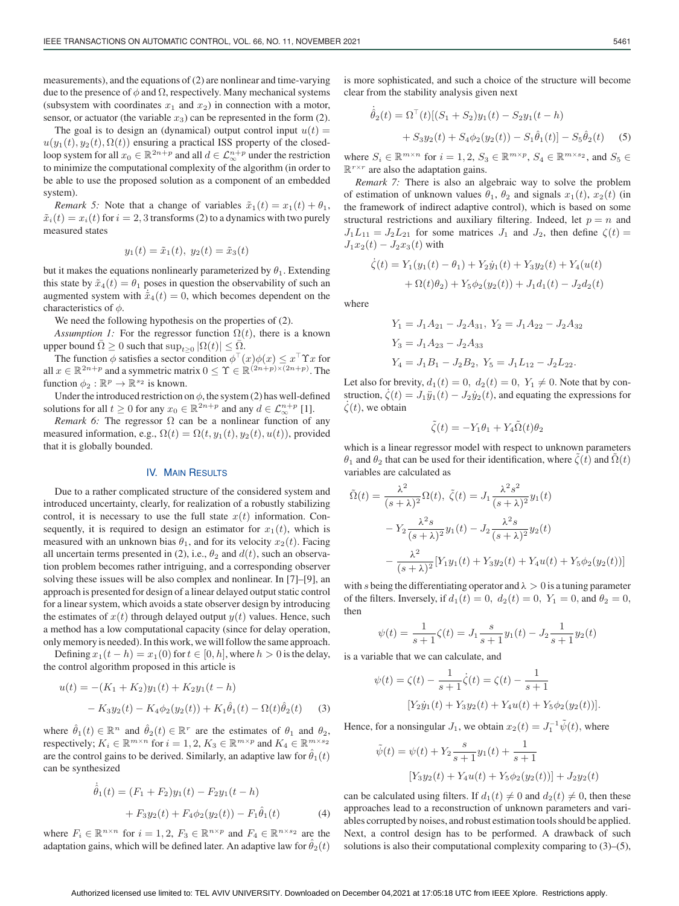measurements), and the equations of (2) are nonlinear and time-varying due to the presence of $\phi$ and $\Omega$, respectively. Many mechanical systems (subsystem with coordinates $x_1$ and $x_2$) in connection with a motor, sensor, or actuator (the variable $x_3$) can be represented in the form (2).

The goal is to design an (dynamical) output control input $u(t) = u(y_1(t), y_2(t), \Omega(t))$ ensuring a practical ISS property of the closed-loop system for all $x_0 \in \mathbb{R}^{2n+p}$ and all $d \in \mathcal{L}_\infty^{n+p}$ under the restriction to minimize the computational complexity of the algorithm (in order to be able to use the proposed solution as a component of an embedded system).

*Remark 5:* Note that a change of variables $\tilde{x}_1(t) = x_1(t) + \theta_1$, $\tilde{x}_i(t) = x_i(t)$ for $i = 2, 3$ transforms (2) to a dynamics with two purely measured states

$$y_1(t) = \tilde{x}_1(t),\ y_2(t) = \tilde{x}_3(t)$$

but it makes the equations nonlinearly parameterized by $\theta_1$. Extending this state by $\tilde{x}_4(t) = \theta_1$ poses in question the observability of such an augmented system with $\dot{\tilde{x}}_4(t) = 0$, which becomes dependent on the characteristics of $\phi$.

We need the following hypothesis on the properties of (2).

*Assumption 1:* For the regressor function $\Omega(t)$, there is a known upper bound $\bar{\Omega} \geq 0$ such that $\sup_{t\geq 0} |\Omega(t)| \leq \bar{\Omega}$.

The function $\phi$ satisfies a sector condition $\phi^\top(x)\phi(x) \leq x^\top \Upsilon x$ for all $x \in \mathbb{R}^{2n+p}$ and a symmetric matrix $0 \leq \Upsilon \in \mathbb{R}^{(2n+p)\times(2n+p)}$. The function $\phi_2 : \mathbb{R}^p \to \mathbb{R}^{s_2}$ is known.

Under the introduced restriction on $\phi$, the system (2) has well-defined solutions for all $t \geq 0$ for any $x_0 \in \mathbb{R}^{2n+p}$ and any $d \in \mathcal{L}_\infty^{n+p}$ [1].

*Remark 6:* The regressor $\Omega$ can be a nonlinear function of any measured information, e.g., $\Omega(t) = \Omega(t, y_1(t), y_2(t), u(t))$, provided that it is globally bounded.

## IV. Main Results

Due to a rather complicated structure of the considered system and introduced uncertainty, clearly, for realization of a robustly stabilizing control, it is necessary to use the full state $x(t)$ information. Consequently, it is required to design an estimator for $x_1(t)$, which is measured with an unknown bias $\theta_1$, and for its velocity $x_2(t)$. Facing all uncertain terms presented in (2), i.e., $\theta_2$ and $d(t)$, such an observation problem becomes rather intriguing, and a corresponding observer solving these issues will be also complex and nonlinear. In [7]–[9], an approach is presented for design of a linear delayed output static control for a linear system, which avoids a state observer design by introducing the estimates of $x(t)$ through delayed output $y(t)$ values. Hence, such a method has a low computational capacity (since for delay operation, only memory is needed). In this work, we will follow the same approach.

Defining $x_1(t-h) = x_1(0)$ for $t \in [0, h]$, where $h > 0$ is the delay, the control algorithm proposed in this article is

$$\begin{aligned} u(t) = &-(K_1 + K_2)y_1(t) + K_2 y_1(t-h) \\ &- K_3 y_2(t) - K_4\phi_2(y_2(t)) + K_1\hat{\theta}_1(t) - \Omega(t)\hat{\theta}_2(t) \end{aligned} \tag{3}$$

where $\hat{\theta}_1(t) \in \mathbb{R}^n$ and $\hat{\theta}_2(t) \in \mathbb{R}^r$ are the estimates of $\theta_1$ and $\theta_2$, respectively; $K_i \in \mathbb{R}^{m\times n}$ for $i = 1, 2$, $K_3 \in \mathbb{R}^{m\times p}$ and $K_4 \in \mathbb{R}^{m\times s_2}$ are the control gains to be derived. Similarly, an adaptive law for $\hat{\theta}_1(t)$ can be synthesized

$$\begin{aligned} \dot{\hat{\theta}}_1(t) = &(F_1 + F_2)y_1(t) - F_2 y_1(t-h) \\ &+ F_3 y_2(t) + F_4\phi_2(y_2(t)) - F_1\hat{\theta}_1(t) \end{aligned} \tag{4}$$

where $F_i \in \mathbb{R}^{n\times n}$ for $i = 1, 2$, $F_3 \in \mathbb{R}^{n\times p}$ and $F_4 \in \mathbb{R}^{n\times s_2}$ are the adaptation gains, which will be defined later. An adaptive law for $\hat{\theta}_2(t)$ is more sophisticated, and such a choice of the structure will become clear from the stability analysis given next

$$\begin{aligned} \dot{\hat{\theta}}_2(t) = &\Omega^\top(t)[(S_1 + S_2)y_1(t) - S_2 y_1(t-h) \\ &+ S_3 y_2(t) + S_4\phi_2(y_2(t)) - S_1\hat{\theta}_1(t)] - S_5\hat{\theta}_2(t) \end{aligned} \tag{5}$$

where $S_i \in \mathbb{R}^{m\times n}$ for $i = 1, 2$, $S_3 \in \mathbb{R}^{m\times p}$, $S_4 \in \mathbb{R}^{m\times s_2}$, and $S_5 \in \mathbb{R}^{r\times r}$ are also the adaptation gains.

*Remark 7:* There is also an algebraic way to solve the problem of estimation of unknown values $\theta_1$, $\theta_2$ and signals $x_1(t)$, $x_2(t)$ (in the framework of indirect adaptive control), which is based on some structural restrictions and auxiliary filtering. Indeed, let $p = n$ and $J_1 L_{11} = J_2 L_{21}$ for some matrices $J_1$ and $J_2$, then define $\zeta(t) = J_1 x_2(t) - J_2 x_3(t)$ with

$$\begin{aligned} \dot{\zeta}(t) = &Y_1(y_1(t) - \theta_1) + Y_2\dot{y}_1(t) + Y_3 y_2(t) + Y_4(u(t) \\ &+ \Omega(t)\theta_2) + Y_5\phi_2(y_2(t)) + J_1 d_1(t) - J_2 d_2(t) \end{aligned}$$

where

$$\begin{aligned} &Y_1 = J_1 A_{21} - J_2 A_{31},\ Y_2 = J_1 A_{22} - J_2 A_{32} \\ &Y_3 = J_1 A_{23} - J_2 A_{33} \\ &Y_4 = J_1 B_1 - J_2 B_2,\ Y_5 = J_1 L_{12} - J_2 L_{22}. \end{aligned}$$

Let also for brevity, $d_1(t) = 0$, $d_2(t) = 0$, $Y_1 \neq 0$. Note that by construction, $\zeta(t) = J_1\dot{y}_1(t) - J_2\dot{y}_2(t)$, and equating the expressions for $\dot{\zeta}(t)$, we obtain

$$\tilde{\zeta}(t) = -Y_1\theta_1 + Y_4\tilde{\Omega}(t)\theta_2$$

which is a linear regressor model with respect to unknown parameters $\theta_1$ and $\theta_2$ that can be used for their identification, where $\tilde{\zeta}(t)$ and $\tilde{\Omega}(t)$ variables are calculated as

$$\begin{aligned} \tilde{\Omega}(t) = &\frac{\lambda^2}{(s+\lambda)^2}\Omega(t),\ \tilde{\zeta}(t) = J_1\frac{\lambda^2 s^2}{(s+\lambda)^2}y_1(t) \\ &- Y_2\frac{\lambda^2 s}{(s+\lambda)^2}y_1(t) - J_2\frac{\lambda^2 s}{(s+\lambda)^2}y_2(t) \\ &- \frac{\lambda^2}{(s+\lambda)^2}[Y_1 y_1(t) + Y_3 y_2(t) + Y_4 u(t) + Y_5\phi_2(y_2(t))] \end{aligned}$$

with $s$ being the differentiating operator and $\lambda > 0$ is a tuning parameter of the filters. Inversely, if $d_1(t) = 0$, $d_2(t) = 0$, $Y_1 = 0$, and $\theta_2 = 0$, then

$$\psi(t) = \frac{1}{s+1}\zeta(t) = J_1\frac{s}{s+1}y_1(t) - J_2\frac{1}{s+1}y_2(t)$$

is a variable that we can calculate, and

$$\begin{aligned} \psi(t) = \zeta(t) - \frac{1}{s+1}\dot{\zeta}(t) = \zeta(t) - \frac{1}{s+1} \\ [Y_2\dot{y}_1(t) + Y_3 y_2(t) + Y_4 u(t) + Y_5\phi_2(y_2(t))]. \end{aligned}$$

Hence, for a nonsingular $J_1$, we obtain $x_2(t) = J_1^{-1}\tilde{\psi}(t)$, where

$$\begin{aligned} \tilde{\psi}(t) = \psi(t) + Y_2\frac{s}{s+1}y_1(t) + \frac{1}{s+1} \\ [Y_3 y_2(t) + Y_4 u(t) + Y_5\phi_2(y_2(t))] + J_2 y_2(t) \end{aligned}$$

can be calculated using filters. If $d_1(t) \neq 0$ and $d_2(t) \neq 0$, then these approaches lead to a reconstruction of unknown parameters and variables corrupted by noises, and robust estimation tools should be applied. Next, a control design has to be performed. A drawback of such solutions is also their computational complexity comparing to (3)–(5),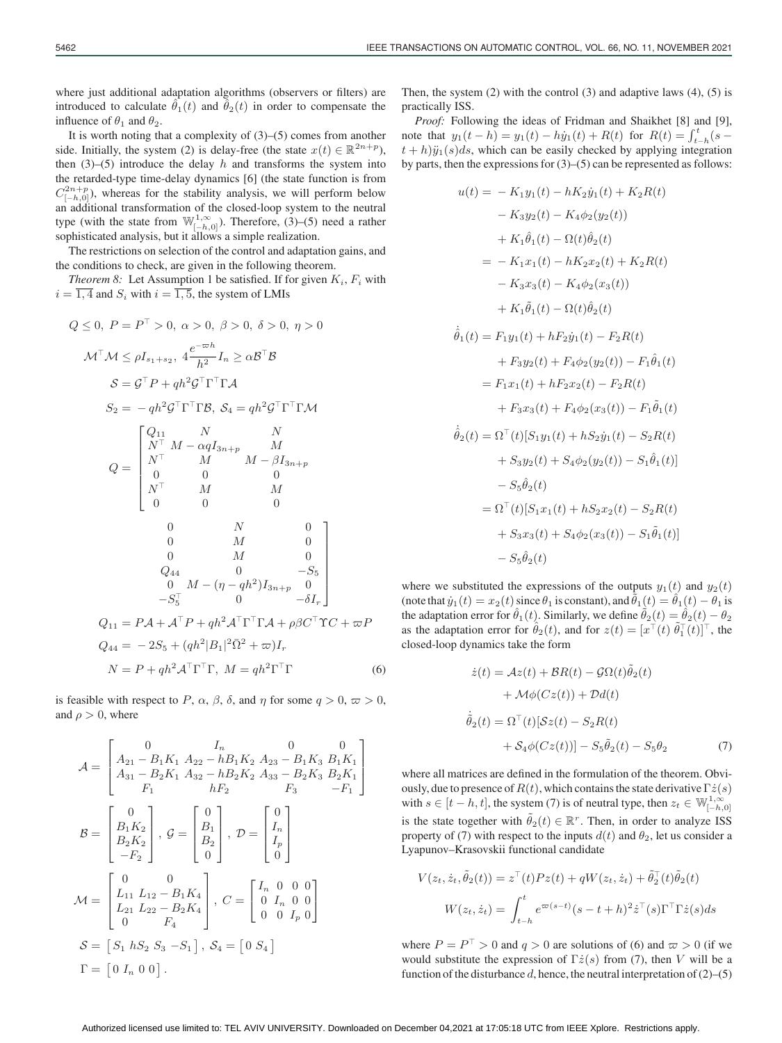where just additional adaptation algorithms (observers or filters) are introduced to calculate $\hat{\theta}_1(t)$ and $\hat{\theta}_2(t)$ in order to compensate the influence of $\theta_1$ and $\theta_2$.

It is worth noting that a complexity of (3)–(5) comes from another side. Initially, the system (2) is delay-free (the state $x(t) \in \mathbb{R}^{2n+p}$), then (3)–(5) introduce the delay $h$ and transforms the system into the retarded-type time-delay dynamics [6] (the state function is from $C^{2n+p}_{[-h,0]}$), whereas for the stability analysis, we will perform below an additional transformation of the closed-loop system to the neutral type (with the state from $\mathbb{W}^{1,\infty}_{[-h,0]}$). Therefore, (3)–(5) need a rather sophisticated analysis, but it allows a simple realization.

The restrictions on selection of the control and adaptation gains, and the conditions to check, are given in the following theorem.

*Theorem 8:* Let Assumption 1 be satisfied. If for given $K_i$, $F_i$ with $i = \overline{1,4}$ and $S_i$ with $i = \overline{1,5}$, the system of LMIs

$$Q \leq 0,\ P = P^\top > 0,\ \alpha > 0,\ \beta > 0,\ \delta > 0,\ \eta > 0$$

$$\mathcal{M}^\top \mathcal{M} \leq \rho I_{s_1+s_2},\ 4\frac{e^{-\varpi h}}{h^2} I_n \geq \alpha \mathcal{B}^\top \mathcal{B}$$

$$\mathcal{S} = \mathcal{G}^\top P + qh^2 \mathcal{G}^\top \Gamma^\top \Gamma \mathcal{A}$$

$$S_2 = -qh^2 \mathcal{G}^\top \Gamma^\top \Gamma \mathcal{B},\ \mathcal{S}_4 = qh^2 \mathcal{G}^\top \Gamma^\top \Gamma \mathcal{M}$$

$$Q = \begin{bmatrix} Q_{11} & N & N & 0 & N & 0 \\ N^\top & M - \alpha q I_{3n+p} & M & 0 & M & 0 \\ N^\top & M & M - \beta I_{3n+p} & 0 & M & 0 \\ 0 & 0 & 0 & Q_{44} & 0 & -S_5 \\ N^\top & M & M & 0 & M - (\eta - qh^2) I_{3n+p} & 0 \\ 0 & 0 & 0 & -S_5^\top & 0 & -\delta I_r \end{bmatrix}$$

$$Q_{11} = P\mathcal{A} + \mathcal{A}^\top P + qh^2 \mathcal{A}^\top \Gamma^\top \Gamma \mathcal{A} + \rho \beta C^\top \Upsilon C + \varpi P$$

$$Q_{44} = -2S_5 + (qh^2 |B_1|^2 \bar{\Omega}^2 + \varpi) I_r$$

$$N = P + qh^2 \mathcal{A}^\top \Gamma^\top \Gamma,\ M = qh^2 \Gamma^\top \Gamma \tag{6}$$

is feasible with respect to $P$, $\alpha$, $\beta$, $\delta$, and $\eta$ for some $q > 0$, $\varpi > 0$, and $\rho > 0$, where

$$\mathcal{A} = \begin{bmatrix} 0 & I_n & 0 & 0 \\ A_{21} - B_1 K_1 & A_{22} - hB_1 K_2 & A_{23} - B_1 K_3 & B_1 K_1 \\ A_{31} - B_2 K_1 & A_{32} - hB_2 K_2 & A_{33} - B_2 K_3 & B_2 K_1 \\ F_1 & hF_2 & F_3 & -F_1 \end{bmatrix}$$

$$\mathcal{B} = \begin{bmatrix} 0 \\ B_1 K_2 \\ B_2 K_2 \\ -F_2 \end{bmatrix},\ \mathcal{G} = \begin{bmatrix} 0 \\ B_1 \\ B_2 \\ 0 \end{bmatrix},\ \mathcal{D} = \begin{bmatrix} 0 \\ I_n \\ I_p \\ 0 \end{bmatrix}$$

$$\mathcal{M} = \begin{bmatrix} 0 & 0 \\ L_{11} & L_{12} - B_1 K_4 \\ L_{21} & L_{22} - B_2 K_4 \\ 0 & F_4 \end{bmatrix},\ C = \begin{bmatrix} I_n & 0 & 0 & 0 \\ 0 & I_n & 0 & 0 \\ 0 & 0 & I_p & 0 \end{bmatrix}$$

$$\mathcal{S} = \begin{bmatrix} S_1 & hS_2 & S_3 & -S_1 \end{bmatrix},\ \mathcal{S}_4 = \begin{bmatrix} 0 & S_4 \end{bmatrix}$$

$$\Gamma = \begin{bmatrix} 0 & I_n & 0 & 0 \end{bmatrix}.$$

Then, the system (2) with the control (3) and adaptive laws (4), (5) is practically ISS.

*Proof:* Following the ideas of Fridman and Shaikhet [8] and [9], note that $y_1(t-h) = y_1(t) - h\dot{y}_1(t) + R(t)$ for $R(t) = \int_{t-h}^{t} (s - t + h)\ddot{y}_1(s)ds$, which can be easily checked by applying integration by parts, then the expressions for (3)–(5) can be represented as follows:

$$\begin{aligned} u(t) &= -K_1 y_1(t) - hK_2 \dot{y}_1(t) + K_2 R(t) \\ &\quad - K_3 y_2(t) - K_4 \phi_2(y_2(t)) \\ &\quad + K_1 \hat{\theta}_1(t) - \Omega(t)\hat{\theta}_2(t) \\ &= -K_1 x_1(t) - hK_2 x_2(t) + K_2 R(t) \\ &\quad - K_3 x_3(t) - K_4 \phi_2(x_3(t)) \\ &\quad + K_1 \tilde{\theta}_1(t) - \Omega(t)\hat{\theta}_2(t) \\ \dot{\hat{\theta}}_1(t) &= F_1 y_1(t) + hF_2 \dot{y}_1(t) - F_2 R(t) \\ &\quad + F_3 y_2(t) + F_4 \phi_2(y_2(t)) - F_1 \hat{\theta}_1(t) \\ &= F_1 x_1(t) + hF_2 x_2(t) - F_2 R(t) \\ &\quad + F_3 x_3(t) + F_4 \phi_2(x_3(t)) - F_1 \tilde{\theta}_1(t) \\ \dot{\hat{\theta}}_2(t) &= \Omega^\top(t)[S_1 y_1(t) + hS_2 \dot{y}_1(t) - S_2 R(t) \\ &\quad + S_3 y_2(t) + S_4 \phi_2(y_2(t)) - S_1 \hat{\theta}_1(t)] \\ &\quad - S_5 \hat{\theta}_2(t) \\ &= \Omega^\top(t)[S_1 x_1(t) + hS_2 x_2(t) - S_2 R(t) \\ &\quad + S_3 x_3(t) + S_4 \phi_2(x_3(t)) - S_1 \tilde{\theta}_1(t)] \\ &\quad - S_5 \hat{\theta}_2(t) \end{aligned}$$

where we substituted the expressions of the outputs $y_1(t)$ and $y_2(t)$ (note that $\dot{y}_1(t) = x_2(t)$ since $\theta_1$ is constant), and $\tilde{\theta}_1(t) = \hat{\theta}_1(t) - \theta_1$ is the adaptation error for $\hat{\theta}_1(t)$. Similarly, we define $\tilde{\theta}_2(t) = \hat{\theta}_2(t) - \theta_2$ as the adaptation error for $\hat{\theta}_2(t)$, and for $z(t) = [x^\top(t)\ \tilde{\theta}_1^\top(t)]^\top$, the closed-loop dynamics take the form

$$\begin{aligned} \dot{z}(t) &= \mathcal{A}z(t) + \mathcal{B}R(t) - \mathcal{G}\Omega(t)\tilde{\theta}_2(t) \\ &\quad + \mathcal{M}\phi(Cz(t)) + \mathcal{D}d(t) \\ \dot{\tilde{\theta}}_2(t) &= \Omega^\top(t)[\mathcal{S}z(t) - S_2 R(t) \\ &\quad + \mathcal{S}_4 \phi(Cz(t))] - S_5 \tilde{\theta}_2(t) - S_5 \theta_2 \end{aligned} \tag{7}$$

where all matrices are defined in the formulation of the theorem. Obviously, due to presence of $R(t)$, which contains the state derivative $\Gamma \dot{z}(s)$ with $s \in [t-h, t]$, the system (7) is of neutral type, then $z_t \in \mathbb{W}^{1,\infty}_{[-h,0]}$ is the state together with $\tilde{\theta}_2(t) \in \mathbb{R}^r$. Then, in order to analyze ISS property of (7) with respect to the inputs $d(t)$ and $\theta_2$, let us consider a Lyapunov–Krasovskii functional candidate

$$V(z_t, \dot{z}_t, \tilde{\theta}_2(t)) = z^\top(t) P z(t) + qW(z_t, \dot{z}_t) + \tilde{\theta}_2^\top(t)\tilde{\theta}_2(t)$$

$$W(z_t, \dot{z}_t) = \int_{t-h}^{t} e^{\varpi(s-t)}(s - t + h)^2 \dot{z}^\top(s) \Gamma^\top \Gamma \dot{z}(s) ds$$

where $P = P^\top > 0$ and $q > 0$ are solutions of (6) and $\varpi > 0$ (if we would substitute the expression of $\Gamma \dot{z}(s)$ from (7), then $V$ will be a function of the disturbance $d$, hence, the neutral interpretation of (2)–(5)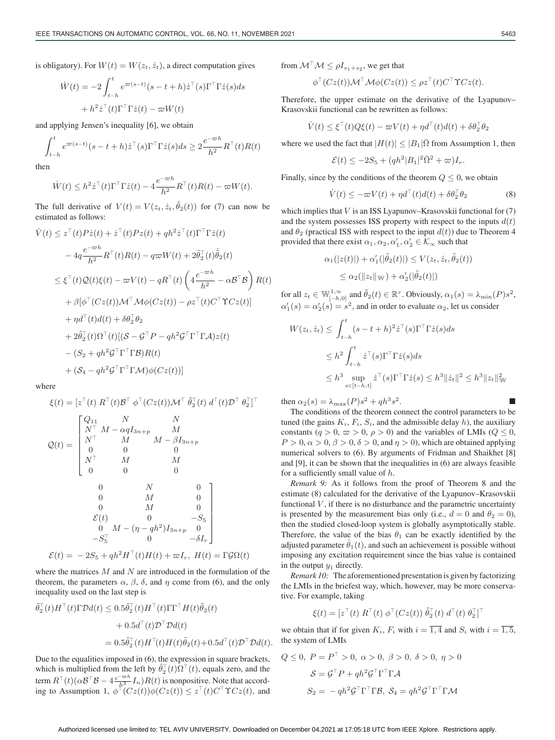is obligatory). For $W(t) = W(z_t, \dot{z}_t)$, a direct computation gives

$$\dot{W}(t) = -2\int_{t-h}^{t} e^{\varpi(s-t)}(s-t+h)\dot{z}^\top(s)\Gamma^\top\Gamma\dot{z}(s)ds + h^2\dot{z}^\top(t)\Gamma^\top\Gamma\dot{z}(t) - \varpi W(t)$$

and applying Jensen's inequality [6], we obtain

$$\int_{t-h}^{t} e^{\varpi(s-t)}(s-t+h)\dot{z}^\top(s)\Gamma^\top\Gamma\dot{z}(s)ds \geq 2\frac{e^{-\varpi h}}{h^2}R^\top(t)R(t)$$

then

$$\dot{W}(t) \leq h^2\dot{z}^\top(t)\Gamma^\top\Gamma\dot{z}(t) - 4\frac{e^{-\varpi h}}{h^2}R^\top(t)R(t) - \varpi W(t).$$

The full derivative of $V(t) = V(z_t, \dot{z}_t, \tilde{\theta}_2(t))$ for (7) can now be estimated as follows:

$$\begin{aligned}
\dot{V}(t) &\leq z^\top(t)P\dot{z}(t) + \dot{z}^\top(t)Pz(t) + qh^2\dot{z}^\top(t)\Gamma^\top\Gamma\dot{z}(t) \\
&\quad - 4q\frac{e^{-\varpi h}}{h^2}R^\top(t)R(t) - q\varpi W(t) + 2\tilde{\theta}_2^\top(t)\dot{\tilde{\theta}}_2(t) \\
&\leq \xi^\top(t)\mathcal{Q}(t)\xi(t) - \varpi V(t) - qR^\top(t)\left(4\frac{e^{-\varpi h}}{h^2} - \alpha\mathcal{B}^\top\mathcal{B}\right)R(t) \\
&\quad + \beta[\phi^\top(Cz(t))\mathcal{M}^\top\mathcal{M}\phi(Cz(t)) - \rho z^\top(t)C^\top\Upsilon Cz(t)] \\
&\quad + \eta d^\top(t)d(t) + \delta\theta_2^\top\theta_2 \\
&\quad + 2\tilde{\theta}_2^\top(t)\Omega^\top(t)[(\mathcal{S} - \mathcal{G}^\top P - qh^2\mathcal{G}^\top\Gamma^\top\Gamma\mathcal{A})z(t) \\
&\quad - (S_2 + qh^2\mathcal{G}^\top\Gamma^\top\Gamma\mathcal{B})R(t) \\
&\quad + (\mathcal{S}_4 - qh^2\mathcal{G}^\top\Gamma^\top\Gamma\mathcal{M})\phi(Cz(t))]
\end{aligned}$$

where

$$\xi(t) = [z^\top(t)\ R^\top(t)\mathcal{B}^\top\ \phi^\top(Cz(t))\mathcal{M}^\top\ \tilde{\theta}_2^\top(t)\ d^\top(t)\mathcal{D}^\top\ \theta_2^\top]^\top$$

$$\mathcal{Q}(t) = \begin{bmatrix}
Q_{11} & N & N & 0 & N & 0 \\
N^\top & M - \alpha q I_{3n+p} & M & 0 & M & 0 \\
N^\top & M & M - \beta I_{3n+p} & 0 & M & 0 \\
0 & 0 & 0 & \mathcal{E}(t) & 0 & -S_5 \\
N^\top & M & M & 0 & M - (\eta - qh^2)I_{3n+p} & 0 \\
0 & 0 & 0 & -S_5^\top & 0 & -\delta I_r
\end{bmatrix}$$

$$\mathcal{E}(t) = -2S_5 + qh^2H^\top(t)H(t) + \varpi I_r,\ H(t) = \Gamma\mathcal{G}\Omega(t)$$

where the matrices $M$ and $N$ are introduced in the formulation of the theorem, the parameters $\alpha$, $\beta$, $\delta$, and $\eta$ come from (6), and the only inequality used on the last step is

$$\begin{aligned}
\tilde{\theta}_2^\top(t)H^\top(t)\Gamma\mathcal{D}d(t) &\leq 0.5\tilde{\theta}_2^\top(t)H^\top(t)\Gamma\Gamma^\top H(t)\tilde{\theta}_2(t) \\
&\quad + 0.5d^\top(t)\mathcal{D}^\top\mathcal{D}d(t) \\
&= 0.5\tilde{\theta}_2^\top(t)H^\top(t)H(t)\tilde{\theta}_2(t) + 0.5d^\top(t)\mathcal{D}^\top\mathcal{D}d(t).
\end{aligned}$$

Due to the equalities imposed in (6), the expression in square brackets, which is multiplied from the left by $\tilde{\theta}_2^\top(t)\Omega^\top(t)$, equals zero, and the term $R^\top(t)(\alpha\mathcal{B}^\top\mathcal{B} - 4\frac{e^{-\varpi h}}{h^2}I_n)R(t)$ is nonpositive. Note that according to Assumption 1, $\phi^\top(Cz(t))\phi(Cz(t)) \leq z^\top(t)C^\top\Upsilon Cz(t)$, and from $\mathcal{M}^\top\mathcal{M} \leq \rho I_{s_1+s_2}$, we get that

$$\phi^\top(Cz(t))\mathcal{M}^\top\mathcal{M}\phi(Cz(t)) \leq \rho z^\top(t)C^\top\Upsilon Cz(t).$$

Therefore, the upper estimate on the derivative of the Lyapunov–Krasovskii functional can be rewritten as follows:

$$\dot{V}(t) \leq \xi^\top(t)Q\xi(t) - \varpi V(t) + \eta d^\top(t)d(t) + \delta\theta_2^\top\theta_2$$

where we used the fact that $|H(t)| \leq |B_1|\bar{\Omega}$ from Assumption 1, then

$$\mathcal{E}(t) \leq -2S_5 + (qh^2|B_1|^2\bar{\Omega}^2 + \varpi)I_r.$$

Finally, since by the conditions of the theorem $Q \leq 0$, we obtain

$$\dot{V}(t) \leq -\varpi V(t) + \eta d^\top(t)d(t) + \delta\theta_2^\top\theta_2 \tag{8}$$

which implies that $V$ is an ISS Lyapunov–Krasovskii functional for (7) and the system possesses ISS property with respect to the inputs $d(t)$ and $\theta_2$ (practical ISS with respect to the input $d(t)$) due to Theorem 4 provided that there exist $\alpha_1, \alpha_2, \alpha_1', \alpha_2' \in \mathcal{K}_\infty$ such that

$$\begin{aligned}
\alpha_1(|z(t)|) + \alpha_1'(|\tilde{\theta}_2(t)|) &\leq V(z_t, \dot{z}_t, \tilde{\theta}_2(t)) \\
&\leq \alpha_2(\|z_t\|_{\mathbb{W}}) + \alpha_2'(|\tilde{\theta}_2(t)|)
\end{aligned}$$

for all $z_t \in \mathbb{W}^{1,\infty}_{[-h,0]}$ and $\tilde{\theta}_2(t) \in \mathbb{R}^r$. Obviously, $\alpha_1(s) = \lambda_{\min}(P)s^2$, $\alpha_1'(s) = \alpha_2'(s) = s^2$, and in order to evaluate $\alpha_2$, let us consider

$$\begin{aligned}
W(z_t, \dot{z}_t) &\leq \int_{t-h}^{t}(s-t+h)^2\dot{z}^\top(s)\Gamma^\top\Gamma\dot{z}(s)ds \\
&\leq h^2\int_{t-h}^{t}\dot{z}^\top(s)\Gamma^\top\Gamma\dot{z}(s)ds \\
&\leq h^3\sup_{s\in[t-h,t]}\dot{z}^\top(s)\Gamma^\top\Gamma\dot{z}(s) \leq h^3\|\dot{z}_t\|^2 \leq h^3\|z_t\|^2_{\mathbb{W}}
\end{aligned}$$

then $\alpha_2(s) = \lambda_{\max}(P)s^2 + qh^3s^2$. ∎

The conditions of the theorem connect the control parameters to be tuned (the gains $K_i$, $F_i$, $S_i$, and the admissible delay $h$), the auxiliary constants ($q > 0$, $\varpi > 0$, $\rho > 0$) and the variables of LMIs ($Q \leq 0$, $P > 0$, $\alpha > 0$, $\beta > 0$, $\delta > 0$, and $\eta > 0$), which are obtained applying numerical solvers to (6). By arguments of Fridman and Shaikhet [8] and [9], it can be shown that the inequalities in (6) are always feasible for a sufficiently small value of $h$.

*Remark 9:* As it follows from the proof of Theorem 8 and the estimate (8) calculated for the derivative of the Lyapunov–Krasovskii functional $V$, if there is no disturbance and the parametric uncertainty is presented by the measurement bias only (i.e., $d = 0$ and $\theta_2 = 0$), then the studied closed-loop system is globally asymptotically stable. Therefore, the value of the bias $\theta_1$ can be exactly identified by the adjusted parameter $\hat{\theta}_1(t)$, and such an achievement is possible without imposing any excitation requirement since the bias value is contained in the output $y_1$ directly.

*Remark 10:* The aforementioned presentation is given by factorizing the LMIs in the briefest way, which, however, may be more conservative. For example, taking

$$\xi(t) = [z^\top(t)\ R^\top(t)\ \phi^\top(Cz(t))\ \tilde{\theta}_2^\top(t)\ d^\top(t)\ \theta_2^\top]^\top$$

we obtain that if for given $K_i$, $F_i$ with $i = \overline{1,4}$ and $S_i$ with $i = \overline{1,5}$, the system of LMIs

$$\begin{aligned}
&Q \leq 0,\ P = P^\top > 0,\ \alpha > 0,\ \beta > 0,\ \delta > 0,\ \eta > 0 \\
&\mathcal{S} = \mathcal{G}^\top P + qh^2\mathcal{G}^\top\Gamma^\top\Gamma\mathcal{A} \\
&S_2 = -qh^2\mathcal{G}^\top\Gamma^\top\Gamma\mathcal{B},\ \mathcal{S}_4 = qh^2\mathcal{G}^\top\Gamma^\top\Gamma\mathcal{M}
\end{aligned}$$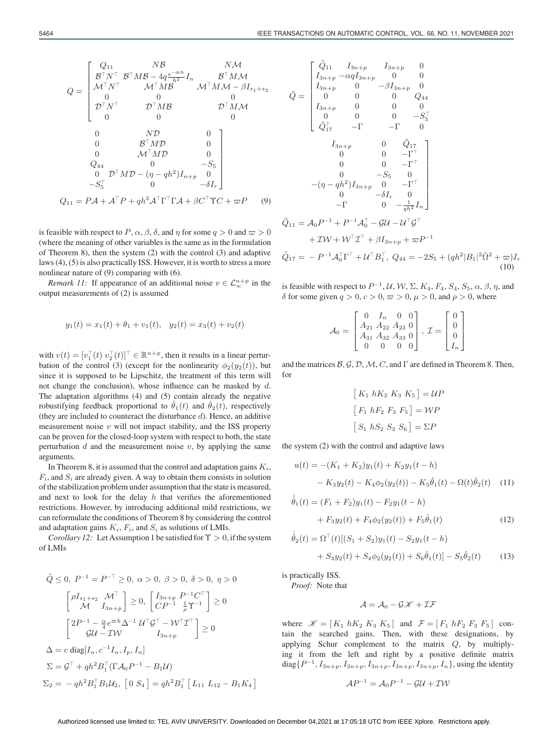$$Q = \begin{bmatrix} Q_{11} & N\mathcal{B} & N\mathcal{M} & 0 & N\mathcal{D} & 0 \\ \mathcal{B}^\top N^\top & \mathcal{B}^\top M\mathcal{B} - 4q\frac{e^{-\varpi h}}{h^2}I_n & \mathcal{B}^\top M\mathcal{M} & 0 & \mathcal{B}^\top M\mathcal{D} & 0 \\ \mathcal{M}^\top N^\top & \mathcal{M}^\top M\mathcal{B} & \mathcal{M}^\top M\mathcal{M} - \beta I_{s_1+s_2} & 0 & \mathcal{M}^\top M\mathcal{D} & 0 \\ 0 & 0 & 0 & Q_{44} & 0 & -S_5 \\ \mathcal{D}^\top N^\top & \mathcal{D}^\top M\mathcal{B} & \mathcal{D}^\top M\mathcal{M} & 0 & \mathcal{D}^\top M\mathcal{D} - (\eta - qh^2)I_{n+p} & 0 \\ 0 & 0 & 0 & -S_5^\top & 0 & -\delta I_r \end{bmatrix}$$

$$Q_{11} = P\mathcal{A} + \mathcal{A}^\top P + qh^2\mathcal{A}^\top\Gamma^\top\Gamma\mathcal{A} + \beta C^\top\Upsilon C + \varpi P \quad (9)$$

is feasible with respect to $P$, $\alpha$, $\beta$, $\delta$, and $\eta$ for some $q > 0$ and $\varpi > 0$ (where the meaning of other variables is the same as in the formulation of Theorem 8), then the system (2) with the control (3) and adaptive laws (4), (5) is also practically ISS. However, it is worth to stress a more nonlinear nature of (9) comparing with (6).

*Remark 11:* If appearance of an additional noise $v \in \mathcal{L}_\infty^{n+p}$ in the output measurements of (2) is assumed

$$y_1(t) = x_1(t) + \theta_1 + v_1(t), \quad y_2(t) = x_3(t) + v_2(t)$$

with $v(t) = [v_1^\top(t)\ v_2^\top(t)]^\top \in \mathbb{R}^{n+p}$, then it results in a linear perturbation of the control (3) (except for the nonlinearity $\phi_2(y_2(t))$, but since it is supposed to be Lipschitz, the treatment of this term will not change the conclusion), whose influence can be masked by $d$. The adaptation algorithms (4) and (5) contain already the negative robustifying feedback proportional to $\hat{\theta}_1(t)$ and $\hat{\theta}_2(t)$, respectively (they are included to counteract the disturbance $d$). Hence, an additive measurement noise $v$ will not impact stability, and the ISS property can be proven for the closed-loop system with respect to both, the state perturbation $d$ and the measurement noise $v$, by applying the same arguments.

In Theorem 8, it is assumed that the control and adaptation gains $K_i$, $F_i$, and $S_i$ are already given. A way to obtain them consists in solution of the stabilization problem under assumption that the state is measured, and next to look for the delay $h$ that verifies the aforementioned restrictions. However, by introducing additional mild restrictions, we can reformulate the conditions of Theorem 8 by considering the control and adaptation gains $K_i$, $F_i$, and $S_i$ as solutions of LMIs.

*Corollary 12:* Let Assumption 1 be satisfied for $\Upsilon > 0$, if the system of LMIs

$$\tilde{Q} \le 0,\ P^{-1} = P^{-\top} \ge 0,\ \alpha > 0,\ \beta > 0,\ \delta > 0,\ \eta > 0$$

$$\begin{bmatrix} \rho I_{s_1+s_2} & \mathcal{M}^\top \\ \mathcal{M} & I_{3n+p} \end{bmatrix} \ge 0,\ \begin{bmatrix} I_{3n+p} & P^{-1}C^\top \\ CP^{-1} & \frac{1}{\rho}\Upsilon^{-1} \end{bmatrix} \ge 0$$

$$\begin{bmatrix} 2P^{-1} - \frac{\alpha}{4}e^{\varpi h}\Delta^{-1} & \mathcal{U}^\top\mathcal{G}^\top - \mathcal{W}^\top\mathcal{I}^\top \\ \mathcal{G}\mathcal{U} - \mathcal{I}\mathcal{W} & I_{3n+p} \end{bmatrix} \ge 0$$

$$\Delta = c\,\mathrm{diag}[I_n, c^{-1}I_n, I_p, I_n]$$

$$\Sigma = \mathcal{G}^\top + qh^2B_1^\top(\Gamma\mathcal{A}_0P^{-1} - B_1\mathcal{U})$$

$$\Sigma_2 = -qh^2B_1^\top B_1\mathcal{U}_2,\ \begin{bmatrix} 0 & S_4 \end{bmatrix} = qh^2B_1^\top\begin{bmatrix} L_{11} & L_{12} - B_1K_4 \end{bmatrix}$$

$$\tilde{Q} = \begin{bmatrix} \tilde{Q}_{11} & I_{3n+p} & I_{3n+p} & 0 & I_{3n+p} & 0 & \tilde{Q}_{17} \\ I_{3n+p} & -\alpha q I_{3n+p} & 0 & 0 & 0 & 0 & -\Gamma^\top \\ I_{3n+p} & 0 & -\beta I_{3n+p} & 0 & 0 & 0 & -\Gamma^\top \\ 0 & 0 & 0 & Q_{44} & 0 & -S_5 & 0 \\ I_{3n+p} & 0 & 0 & 0 & -(\eta - qh^2)I_{3n+p} & 0 & -\Gamma^\top \\ 0 & 0 & 0 & -S_5^\top & 0 & -\delta I_r & 0 \\ \tilde{Q}_{17}^\top & -\Gamma & -\Gamma & 0 & -\Gamma & 0 & -\frac{1}{qh^2}I_n \end{bmatrix}$$

$$\tilde{Q}_{11} = \mathcal{A}_0P^{-1} + P^{-1}\mathcal{A}_0^\top - \mathcal{G}\mathcal{U} - \mathcal{U}^\top\mathcal{G}^\top + \mathcal{I}\mathcal{W} + \mathcal{W}^\top\mathcal{I}^\top + \beta I_{3n+p} + \varpi P^{-1}$$

$$\tilde{Q}_{17} = -P^{-1}\mathcal{A}_0^\top\Gamma^\top + \mathcal{U}^\top B_1^\top,\ Q_{44} = -2S_5 + (qh^2|B_1|^2\bar{\Omega}^2 + \varpi)I_r \quad (10)$$

is feasible with respect to $P^{-1}, \mathcal{U}, \mathcal{W}, \Sigma, K_4, F_4, S_4, S_5, \alpha, \beta, \eta$, and $\delta$ for some given $q > 0$, $c > 0$, $\varpi > 0$, $\mu > 0$, and $\rho > 0$, where

$$\mathcal{A}_0 = \begin{bmatrix} 0 & I_n & 0 & 0 \\ A_{21} & A_{22} & A_{23} & 0 \\ A_{31} & A_{32} & A_{33} & 0 \\ 0 & 0 & 0 & 0 \end{bmatrix},\ \mathcal{I} = \begin{bmatrix} 0 \\ 0 \\ 0 \\ I_n \end{bmatrix}$$

and the matrices $\mathcal{B}, \mathcal{G}, \mathcal{D}, \mathcal{M}, C$, and $\Gamma$ are defined in Theorem 8. Then, for

$$\begin{bmatrix} K_1 & hK_2 & K_3 & K_5 \end{bmatrix} = \mathcal{U}P$$

$$\begin{bmatrix} F_1 & hF_2 & F_3 & F_5 \end{bmatrix} = \mathcal{W}P$$

$$\begin{bmatrix} S_1 & hS_2 & S_3 & S_6 \end{bmatrix} = \Sigma P$$

the system (2) with the control and adaptive laws

$$u(t) = -(K_1 + K_2)y_1(t) + K_2y_1(t-h) - K_3y_2(t) - K_4\phi_2(y_2(t)) - K_5\hat{\theta}_1(t) - \Omega(t)\hat{\theta}_2(t) \quad (11)$$

$$\dot{\hat{\theta}}_1(t) = (F_1 + F_2)y_1(t) - F_2y_1(t-h) + F_3y_2(t) + F_4\phi_2(y_2(t)) + F_5\hat{\theta}_1(t) \quad (12)$$

$$\dot{\hat{\theta}}_2(t) = \Omega^\top(t)[(S_1 + S_2)y_1(t) - S_2y_1(t-h) + S_3y_2(t) + S_4\phi_2(y_2(t)) + S_6\hat{\theta}_1(t)] - S_5\hat{\theta}_2(t) \quad (13)$$

is practically ISS.

*Proof:* Note that

$$\mathcal{A} = \mathcal{A}_0 - \mathcal{G}\mathscr{K} + \mathcal{I}\mathcal{F}$$

where $\mathscr{K} = \begin{bmatrix} K_1 & hK_2 & K_3 & K_5 \end{bmatrix}$ and $\mathcal{F} = \begin{bmatrix} F_1 & hF_2 & F_3 & F_5 \end{bmatrix}$ contain the searched gains. Then, with these designations, by applying Schur complement to the matrix $Q$, by multiplying it from the left and right by a positive definite matrix $\mathrm{diag}\{P^{-1}, I_{3n+p}, I_{3n+p}, I_{3n+p}, I_{3n+p}, I_{3n+p}, I_n\}$, using the identity

$$\mathcal{A}P^{-1} = \mathcal{A}_0P^{-1} - \mathcal{G}\mathcal{U} + \mathcal{I}\mathcal{W}$$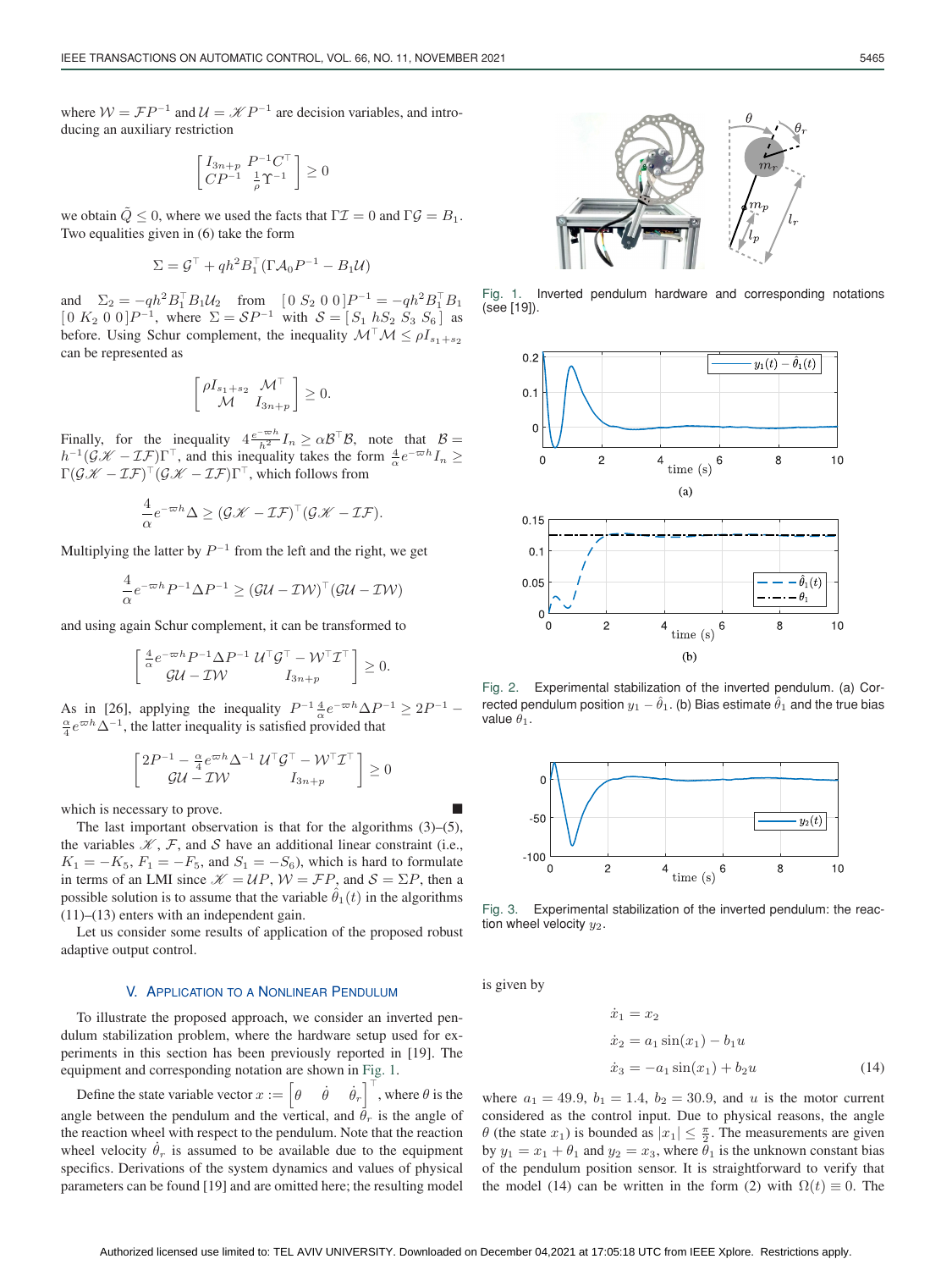where $\mathcal{W} = \mathcal{F}P^{-1}$ and $\mathcal{U} = \mathscr{K}P^{-1}$ are decision variables, and introducing an auxiliary restriction

$$\begin{bmatrix} I_{3n+p} & P^{-1}C^\top \\ CP^{-1} & \frac{1}{\rho}\Upsilon^{-1} \end{bmatrix} \geq 0$$

we obtain $\tilde{Q} \leq 0$, where we used the facts that $\Gamma\mathcal{I} = 0$ and $\Gamma\mathcal{G} = B_1$. Two equalities given in (6) take the form

$$\Sigma = \mathcal{G}^\top + qh^2 B_1^\top(\Gamma\mathcal{A}_0 P^{-1} - B_1\mathcal{U})$$

and $\Sigma_2 = -qh^2 B_1^\top B_1 \mathcal{U}_2$ from $[0\ S_2\ 0\ 0]P^{-1} = -qh^2 B_1^\top B_1 [0\ K_2\ 0\ 0]P^{-1}$, where $\Sigma = \mathcal{S}P^{-1}$ with $\mathcal{S} = [S_1\ hS_2\ S_3\ S_6]$ as before. Using Schur complement, the inequality $\mathcal{M}^\top\mathcal{M} \leq \rho I_{s_1+s_2}$ can be represented as

$$\begin{bmatrix} \rho I_{s_1+s_2} & \mathcal{M}^\top \\ \mathcal{M} & I_{3n+p} \end{bmatrix} \geq 0.$$

Finally, for the inequality $4\frac{e^{-\varpi h}}{h^2}I_n \geq \alpha\mathcal{B}^\top\mathcal{B}$, note that $\mathcal{B} = h^{-1}(\mathcal{G}\mathscr{K} - \mathcal{I}\mathcal{F})\Gamma^\top$, and this inequality takes the form $\frac{4}{\alpha}e^{-\varpi h}I_n \geq \Gamma(\mathcal{G}\mathscr{K} - \mathcal{I}\mathcal{F})^\top(\mathcal{G}\mathscr{K} - \mathcal{I}\mathcal{F})\Gamma^\top$, which follows from

$$\frac{4}{\alpha}e^{-\varpi h}\Delta \geq (\mathcal{G}\mathscr{K} - \mathcal{I}\mathcal{F})^\top(\mathcal{G}\mathscr{K} - \mathcal{I}\mathcal{F}).$$

Multiplying the latter by $P^{-1}$ from the left and the right, we get

$$\frac{4}{\alpha}e^{-\varpi h}P^{-1}\Delta P^{-1} \geq (\mathcal{G}\mathcal{U} - \mathcal{I}\mathcal{W})^\top(\mathcal{G}\mathcal{U} - \mathcal{I}\mathcal{W})$$

and using again Schur complement, it can be transformed to

$$\begin{bmatrix} \frac{4}{\alpha}e^{-\varpi h}P^{-1}\Delta P^{-1} & \mathcal{U}^\top\mathcal{G}^\top - \mathcal{W}^\top\mathcal{I}^\top \\ \mathcal{G}\mathcal{U} - \mathcal{I}\mathcal{W} & I_{3n+p} \end{bmatrix} \geq 0.$$

As in [26], applying the inequality $P^{-1}\frac{4}{\alpha}e^{-\varpi h}\Delta P^{-1} \geq 2P^{-1} - \frac{\alpha}{4}e^{\varpi h}\Delta^{-1}$, the latter inequality is satisfied provided that

$$\begin{bmatrix} 2P^{-1} - \frac{\alpha}{4}e^{\varpi h}\Delta^{-1} & \mathcal{U}^\top\mathcal{G}^\top - \mathcal{W}^\top\mathcal{I}^\top \\ \mathcal{G}\mathcal{U} - \mathcal{I}\mathcal{W} & I_{3n+p} \end{bmatrix} \geq 0$$

which is necessary to prove. ■

The last important observation is that for the algorithms (3)–(5), the variables $\mathscr{K}$, $\mathcal{F}$, and $\mathcal{S}$ have an additional linear constraint (i.e., $K_1 = -K_5$, $F_1 = -F_5$, and $S_1 = -S_6$), which is hard to formulate in terms of an LMI since $\mathscr{K} = \mathcal{U}P$, $\mathcal{W} = \mathcal{F}P$, and $\mathcal{S} = \Sigma P$, then a possible solution is to assume that the variable $\hat{\theta}_1(t)$ in the algorithms (11)–(13) enters with an independent gain.

Let us consider some results of application of the proposed robust adaptive output control.

## V. Application to a Nonlinear Pendulum

To illustrate the proposed approach, we consider an inverted pendulum stabilization problem, where the hardware setup used for experiments in this section has been previously reported in [19]. The equipment and corresponding notation are shown in Fig. 1.

Define the state variable vector $x := \begin{bmatrix} \theta & \dot{\theta} & \dot{\theta}_r \end{bmatrix}^\top$, where $\theta$ is the angle between the pendulum and the vertical, and $\theta_r$ is the angle of the reaction wheel with respect to the pendulum. Note that the reaction wheel velocity $\dot{\theta}_r$ is assumed to be available due to the equipment specifics. Derivations of the system dynamics and values of physical parameters can be found [19] and are omitted here; the resulting model is given by

$$\begin{aligned}
\dot{x}_1 &= x_2 \\
\dot{x}_2 &= a_1 \sin(x_1) - b_1 u \\
\dot{x}_3 &= -a_1 \sin(x_1) + b_2 u
\end{aligned} \tag{14}$$

where $a_1 = 49.9$, $b_1 = 1.4$, $b_2 = 30.9$, and $u$ is the motor current considered as the control input. Due to physical reasons, the angle $\theta$ (the state $x_1$) is bounded as $|x_1| \leq \frac{\pi}{2}$. The measurements are given by $y_1 = x_1 + \theta_1$ and $y_2 = x_3$, where $\theta_1$ is the unknown constant bias of the pendulum position sensor. It is straightforward to verify that the model (14) can be written in the form (2) with $\Omega(t) \equiv 0$. The

Fig. 1. Inverted pendulum hardware and corresponding notations (see [19]).

Fig. 2. Experimental stabilization of the inverted pendulum. (a) Corrected pendulum position $y_1 - \hat{\theta}_1$. (b) Bias estimate $\hat{\theta}_1$ and the true bias value $\theta_1$.

Fig. 3. Experimental stabilization of the inverted pendulum: the reaction wheel velocity $y_2$.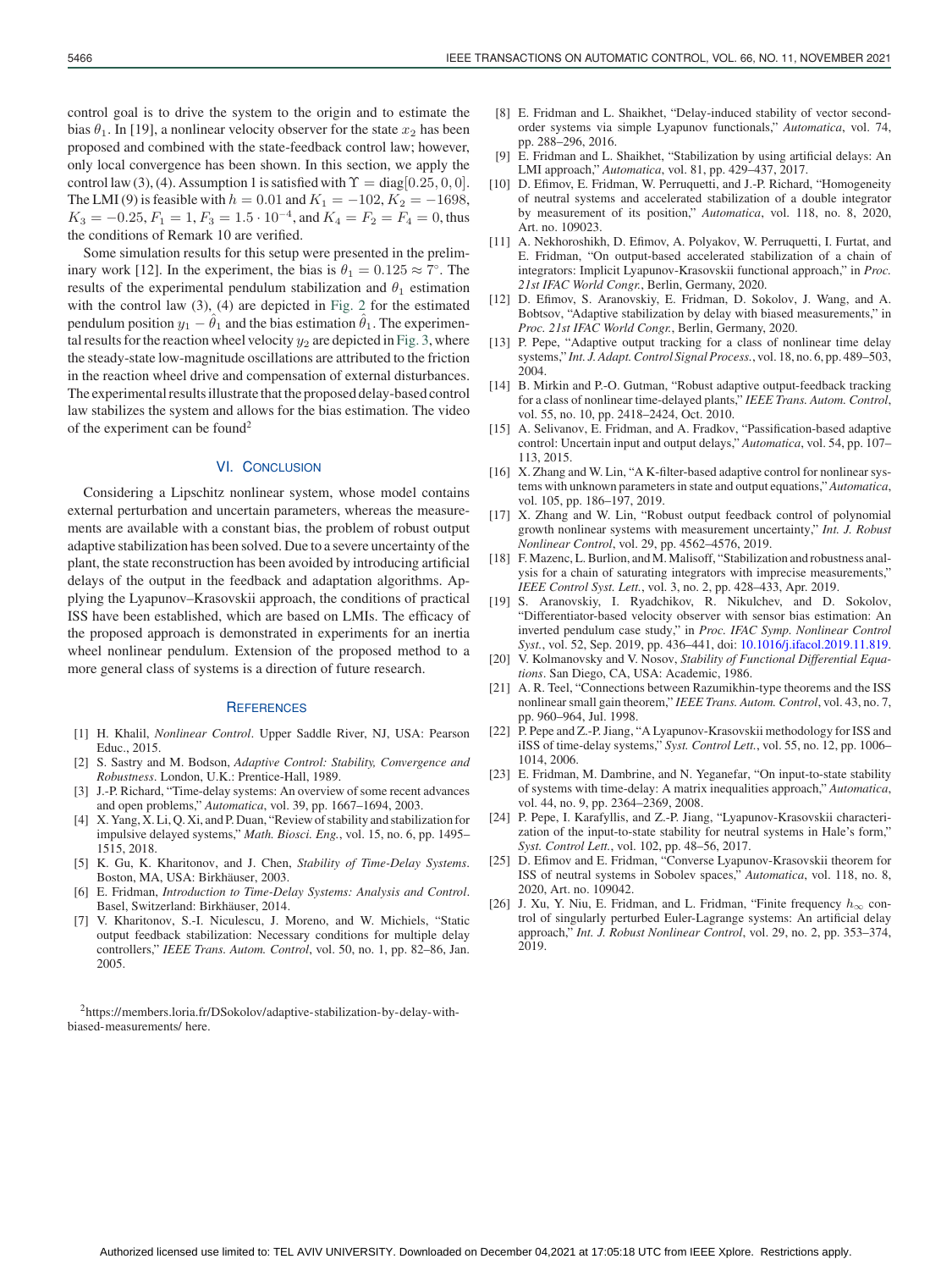control goal is to drive the system to the origin and to estimate the bias $\theta_1$. In [19], a nonlinear velocity observer for the state $x_2$ has been proposed and combined with the state-feedback control law; however, only local convergence has been shown. In this section, we apply the control law (3), (4). Assumption 1 is satisfied with $\Upsilon = \mathrm{diag}[0.25, 0, 0]$. The LMI (9) is feasible with $h = 0.01$ and $K_1 = -102$, $K_2 = -1698$, $K_3 = -0.25$, $F_1 = 1$, $F_3 = 1.5 \cdot 10^{-4}$, and $K_4 = F_2 = F_4 = 0$, thus the conditions of Remark 10 are verified.

Some simulation results for this setup were presented in the preliminary work [12]. In the experiment, the bias is $\theta_1 = 0.125 \approx 7^\circ$. The results of the experimental pendulum stabilization and $\theta_1$ estimation with the control law (3), (4) are depicted in Fig. 2 for the estimated pendulum position $y_1 - \hat{\theta}_1$ and the bias estimation $\hat{\theta}_1$. The experimental results for the reaction wheel velocity $y_2$ are depicted in Fig. 3, where the steady-state low-magnitude oscillations are attributed to the friction in the reaction wheel drive and compensation of external disturbances. The experimental results illustrate that the proposed delay-based control law stabilizes the system and allows for the bias estimation. The video of the experiment can be found[2]

## VI. Conclusion

Considering a Lipschitz nonlinear system, whose model contains external perturbation and uncertain parameters, whereas the measurements are available with a constant bias, the problem of robust output adaptive stabilization has been solved. Due to a severe uncertainty of the plant, the state reconstruction has been avoided by introducing artificial delays of the output in the feedback and adaptation algorithms. Applying the Lyapunov–Krasovskii approach, the conditions of practical ISS have been established, which are based on LMIs. The efficacy of the proposed approach is demonstrated in experiments for an inertia wheel nonlinear pendulum. Extension of the proposed method to a more general class of systems is a direction of future research.

[2] https://members.loria.fr/DSokolov/adaptive-stabilization-by-delay-with-biased-measurements/ here.

## References

[1] H. Khalil, *Nonlinear Control*. Upper Saddle River, NJ, USA: Pearson Educ., 2015.

[2] S. Sastry and M. Bodson, *Adaptive Control: Stability, Convergence and Robustness*. London, U.K.: Prentice-Hall, 1989.

[3] J.-P. Richard, "Time-delay systems: An overview of some recent advances and open problems," *Automatica*, vol. 39, pp. 1667–1694, 2003.

[4] X. Yang, X. Li, Q. Xi, and P. Duan, "Review of stability and stabilization for impulsive delayed systems," *Math. Biosci. Eng.*, vol. 15, no. 6, pp. 1495–1515, 2018.

[5] K. Gu, K. Kharitonov, and J. Chen, *Stability of Time-Delay Systems*. Boston, MA, USA: Birkhäuser, 2003.

[6] E. Fridman, *Introduction to Time-Delay Systems: Analysis and Control*. Basel, Switzerland: Birkhäuser, 2014.

[7] V. Kharitonov, S.-I. Niculescu, J. Moreno, and W. Michiels, "Static output feedback stabilization: Necessary conditions for multiple delay controllers," *IEEE Trans. Autom. Control*, vol. 50, no. 1, pp. 82–86, Jan. 2005.

[8] E. Fridman and L. Shaikhet, "Delay-induced stability of vector second-order systems via simple Lyapunov functionals," *Automatica*, vol. 74, pp. 288–296, 2016.

[9] E. Fridman and L. Shaikhet, "Stabilization by using artificial delays: An LMI approach," *Automatica*, vol. 81, pp. 429–437, 2017.

[10] D. Efimov, E. Fridman, W. Perruquetti, and J.-P. Richard, "Homogeneity of neutral systems and accelerated stabilization of a double integrator by measurement of its position," *Automatica*, vol. 118, no. 8, 2020, Art. no. 109023.

[11] A. Nekhoroshikh, D. Efimov, A. Polyakov, W. Perruquetti, I. Furtat, and E. Fridman, "On output-based accelerated stabilization of a chain of integrators: Implicit Lyapunov-Krasovskii functional approach," in *Proc. 21st IFAC World Congr.*, Berlin, Germany, 2020.

[12] D. Efimov, S. Aranovskiy, E. Fridman, D. Sokolov, J. Wang, and A. Bobtsov, "Adaptive stabilization by delay with biased measurements," in *Proc. 21st IFAC World Congr.*, Berlin, Germany, 2020.

[13] P. Pepe, "Adaptive output tracking for a class of nonlinear time delay systems," *Int. J. Adapt. Control Signal Process.*, vol. 18, no. 6, pp. 489–503, 2004.

[14] B. Mirkin and P.-O. Gutman, "Robust adaptive output-feedback tracking for a class of nonlinear time-delayed plants," *IEEE Trans. Autom. Control*, vol. 55, no. 10, pp. 2418–2424, Oct. 2010.

[15] A. Selivanov, E. Fridman, and A. Fradkov, "Passification-based adaptive control: Uncertain input and output delays," *Automatica*, vol. 54, pp. 107–113, 2015.

[16] X. Zhang and W. Lin, "A K-filter-based adaptive control for nonlinear systems with unknown parameters in state and output equations," *Automatica*, vol. 105, pp. 186–197, 2019.

[17] X. Zhang and W. Lin, "Robust output feedback control of polynomial growth nonlinear systems with measurement uncertainty," *Int. J. Robust Nonlinear Control*, vol. 29, pp. 4562–4576, 2019.

[18] F. Mazenc, L. Burlion, and M. Malisoff, "Stabilization and robustness analysis for a chain of saturating integrators with imprecise measurements," *IEEE Control Syst. Lett.*, vol. 3, no. 2, pp. 428–433, Apr. 2019.

[19] S. Aranovskiy, I. Ryadchikov, R. Nikulchev, and D. Sokolov, "Differentiator-based velocity observer with sensor bias estimation: An inverted pendulum case study," in *Proc. IFAC Symp. Nonlinear Control Syst.*, vol. 52, Sep. 2019, pp. 436–441, doi: 10.1016/j.ifacol.2019.11.819.

[20] V. Kolmanovsky and V. Nosov, *Stability of Functional Differential Equations*. San Diego, CA, USA: Academic, 1986.

[21] A. R. Teel, "Connections between Razumikhin-type theorems and the ISS nonlinear small gain theorem," *IEEE Trans. Autom. Control*, vol. 43, no. 7, pp. 960–964, Jul. 1998.

[22] P. Pepe and Z.-P. Jiang, "A Lyapunov-Krasovskii methodology for ISS and iISS of time-delay systems," *Syst. Control Lett.*, vol. 55, no. 12, pp. 1006–1014, 2006.

[23] E. Fridman, M. Dambrine, and N. Yeganefar, "On input-to-state stability of systems with time-delay: A matrix inequalities approach," *Automatica*, vol. 44, no. 9, pp. 2364–2369, 2008.

[24] P. Pepe, I. Karafyllis, and Z.-P. Jiang, "Lyapunov-Krasovskii characterization of the input-to-state stability for neutral systems in Hale's form," *Syst. Control Lett.*, vol. 102, pp. 48–56, 2017.

[25] D. Efimov and E. Fridman, "Converse Lyapunov-Krasovskii theorem for ISS of neutral systems in Sobolev spaces," *Automatica*, vol. 118, no. 8, 2020, Art. no. 109042.

[26] J. Xu, Y. Niu, E. Fridman, and L. Fridman, "Finite frequency $h_\infty$ control of singularly perturbed Euler-Lagrange systems: An artificial delay approach," *Int. J. Robust Nonlinear Control*, vol. 29, no. 2, pp. 353–374, 2019.